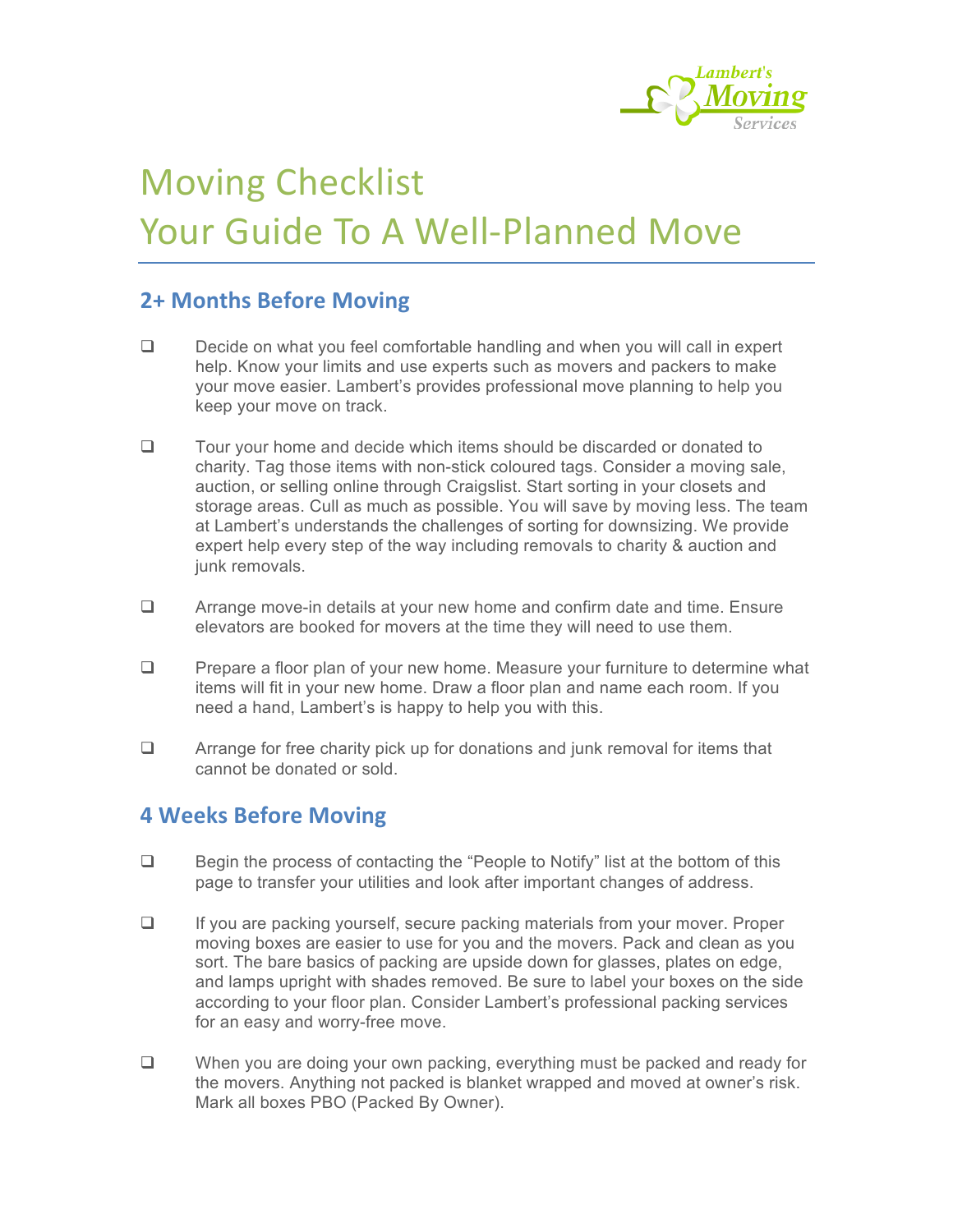Lambert's Moving Services

# Moving Checklist
# Your Guide To A Well-Planned Move

## 2+ Months Before Moving

- [ ] Decide on what you feel comfortable handling and when you will call in expert help. Know your limits and use experts such as movers and packers to make your move easier. Lambert's provides professional move planning to help you keep your move on track.

- [ ] Tour your home and decide which items should be discarded or donated to charity. Tag those items with non-stick coloured tags. Consider a moving sale, auction, or selling online through Craigslist. Start sorting in your closets and storage areas. Cull as much as possible. You will save by moving less. The team at Lambert's understands the challenges of sorting for downsizing. We provide expert help every step of the way including removals to charity & auction and junk removals.

- [ ] Arrange move-in details at your new home and confirm date and time. Ensure elevators are booked for movers at the time they will need to use them.

- [ ] Prepare a floor plan of your new home. Measure your furniture to determine what items will fit in your new home. Draw a floor plan and name each room. If you need a hand, Lambert's is happy to help you with this.

- [ ] Arrange for free charity pick up for donations and junk removal for items that cannot be donated or sold.

## 4 Weeks Before Moving

- [ ] Begin the process of contacting the "People to Notify" list at the bottom of this page to transfer your utilities and look after important changes of address.

- [ ] If you are packing yourself, secure packing materials from your mover. Proper moving boxes are easier to use for you and the movers. Pack and clean as you sort. The bare basics of packing are upside down for glasses, plates on edge, and lamps upright with shades removed. Be sure to label your boxes on the side according to your floor plan. Consider Lambert's professional packing services for an easy and worry-free move.

- [ ] When you are doing your own packing, everything must be packed and ready for the movers. Anything not packed is blanket wrapped and moved at owner's risk. Mark all boxes PBO (Packed By Owner).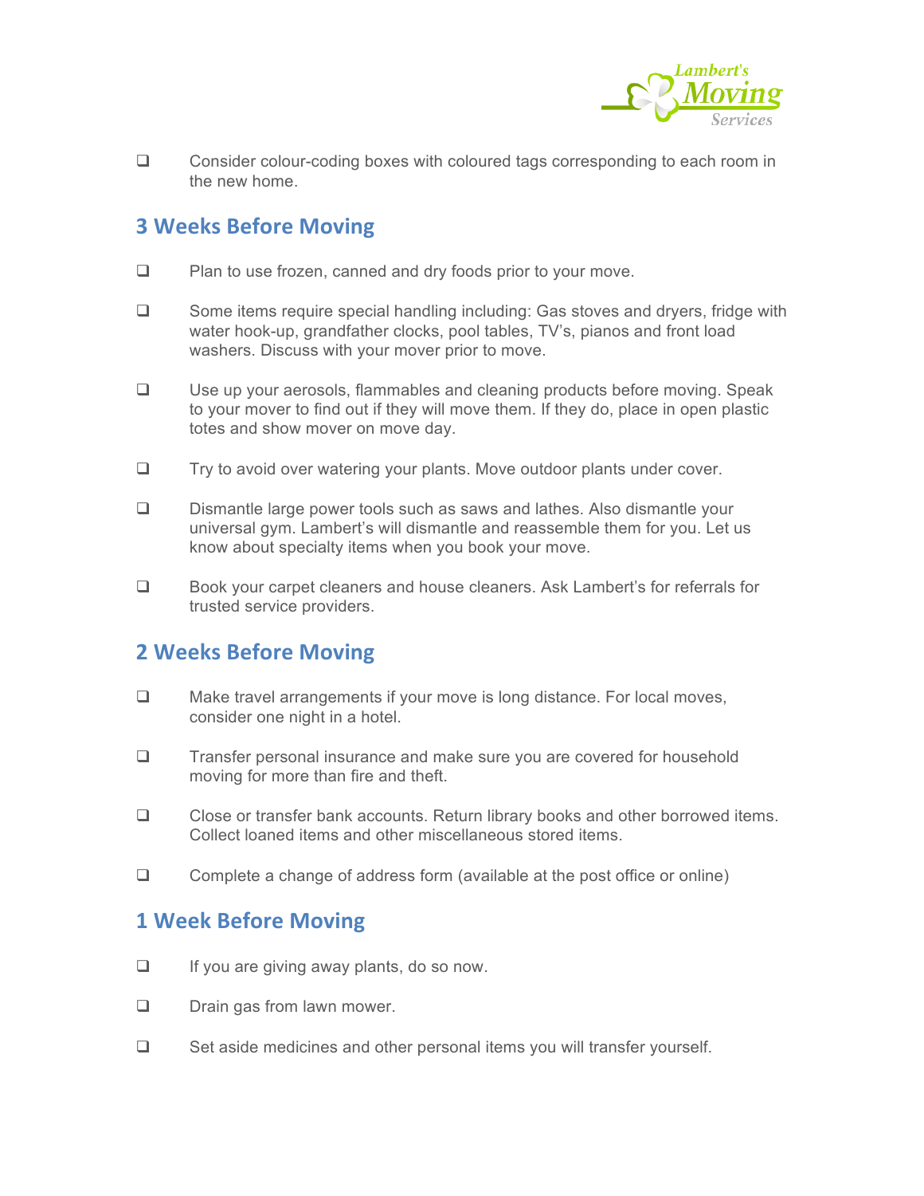- [ ] Consider colour-coding boxes with coloured tags corresponding to each room in the new home.

## 3 Weeks Before Moving

- [ ] Plan to use frozen, canned and dry foods prior to your move.
- [ ] Some items require special handling including: Gas stoves and dryers, fridge with water hook-up, grandfather clocks, pool tables, TV's, pianos and front load washers. Discuss with your mover prior to move.
- [ ] Use up your aerosols, flammables and cleaning products before moving. Speak to your mover to find out if they will move them. If they do, place in open plastic totes and show mover on move day.
- [ ] Try to avoid over watering your plants. Move outdoor plants under cover.
- [ ] Dismantle large power tools such as saws and lathes. Also dismantle your universal gym. Lambert's will dismantle and reassemble them for you. Let us know about specialty items when you book your move.
- [ ] Book your carpet cleaners and house cleaners. Ask Lambert's for referrals for trusted service providers.

## 2 Weeks Before Moving

- [ ] Make travel arrangements if your move is long distance. For local moves, consider one night in a hotel.
- [ ] Transfer personal insurance and make sure you are covered for household moving for more than fire and theft.
- [ ] Close or transfer bank accounts. Return library books and other borrowed items. Collect loaned items and other miscellaneous stored items.
- [ ] Complete a change of address form (available at the post office or online)

## 1 Week Before Moving

- [ ] If you are giving away plants, do so now.
- [ ] Drain gas from lawn mower.
- [ ] Set aside medicines and other personal items you will transfer yourself.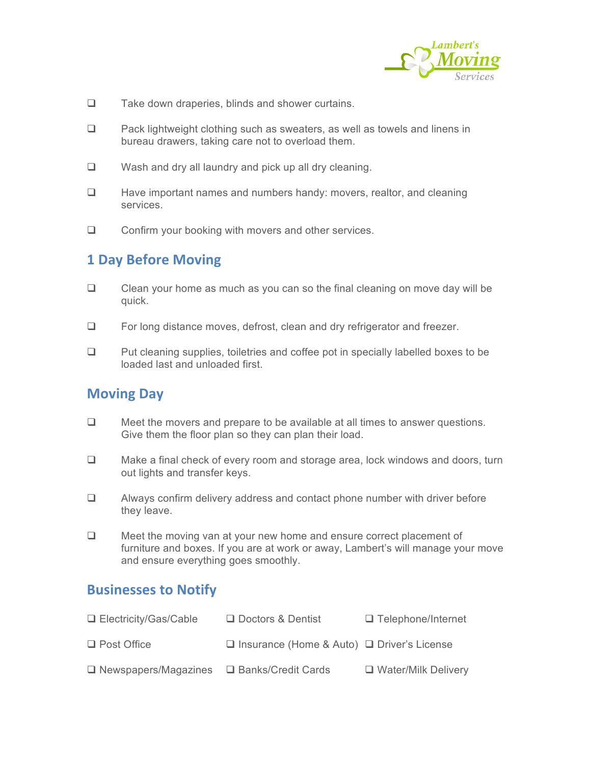- ❑ Take down draperies, blinds and shower curtains.
- ❑ Pack lightweight clothing such as sweaters, as well as towels and linens in bureau drawers, taking care not to overload them.
- ❑ Wash and dry all laundry and pick up all dry cleaning.
- ❑ Have important names and numbers handy: movers, realtor, and cleaning services.
- ❑ Confirm your booking with movers and other services.

## 1 Day Before Moving

- ❑ Clean your home as much as you can so the final cleaning on move day will be quick.
- ❑ For long distance moves, defrost, clean and dry refrigerator and freezer.
- ❑ Put cleaning supplies, toiletries and coffee pot in specially labelled boxes to be loaded last and unloaded first.

## Moving Day

- ❑ Meet the movers and prepare to be available at all times to answer questions. Give them the floor plan so they can plan their load.
- ❑ Make a final check of every room and storage area, lock windows and doors, turn out lights and transfer keys.
- ❑ Always confirm delivery address and contact phone number with driver before they leave.
- ❑ Meet the moving van at your new home and ensure correct placement of furniture and boxes. If you are at work or away, Lambert's will manage your move and ensure everything goes smoothly.

## Businesses to Notify

| | | |
|---|---|---|
| ❑ Electricity/Gas/Cable | ❑ Doctors & Dentist | ❑ Telephone/Internet |
| ❑ Post Office | ❑ Insurance (Home & Auto) | ❑ Driver's License |
| ❑ Newspapers/Magazines | ❑ Banks/Credit Cards | ❑ Water/Milk Delivery |